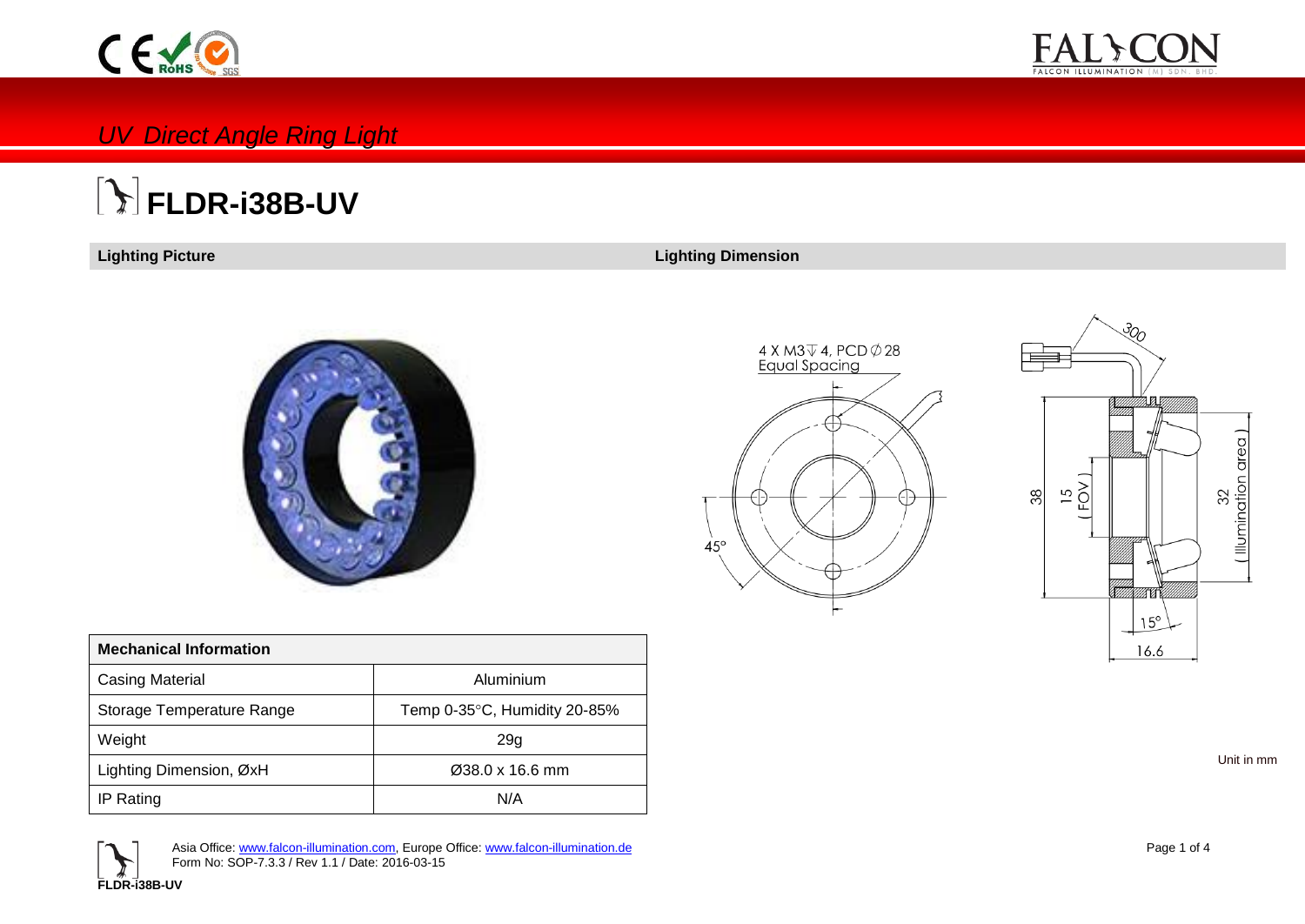*UV Direct Angle Ring Light*

# FLDR-i38B-UV

**Lighting Picture**

**Lighting Dimension**

4 X M3 ↧ 4, PCD ∅ 28
Equal Spacing

45°

300

38

15
( FOV )

32
( Illumination area )

15°

16.6

| **Mechanical Information** | |
|---|---|
| Casing Material | Aluminium |
| Storage Temperature Range | Temp 0-35°C, Humidity 20-85% |
| Weight | 29g |
| Lighting Dimension, ØxH | Ø38.0 x 16.6 mm |
| IP Rating | N/A |

Unit in mm

Asia Office: www.falcon-illumination.com, Europe Office: www.falcon-illumination.de
Form No: SOP-7.3.3 / Rev 1.1 / Date: 2016-03-15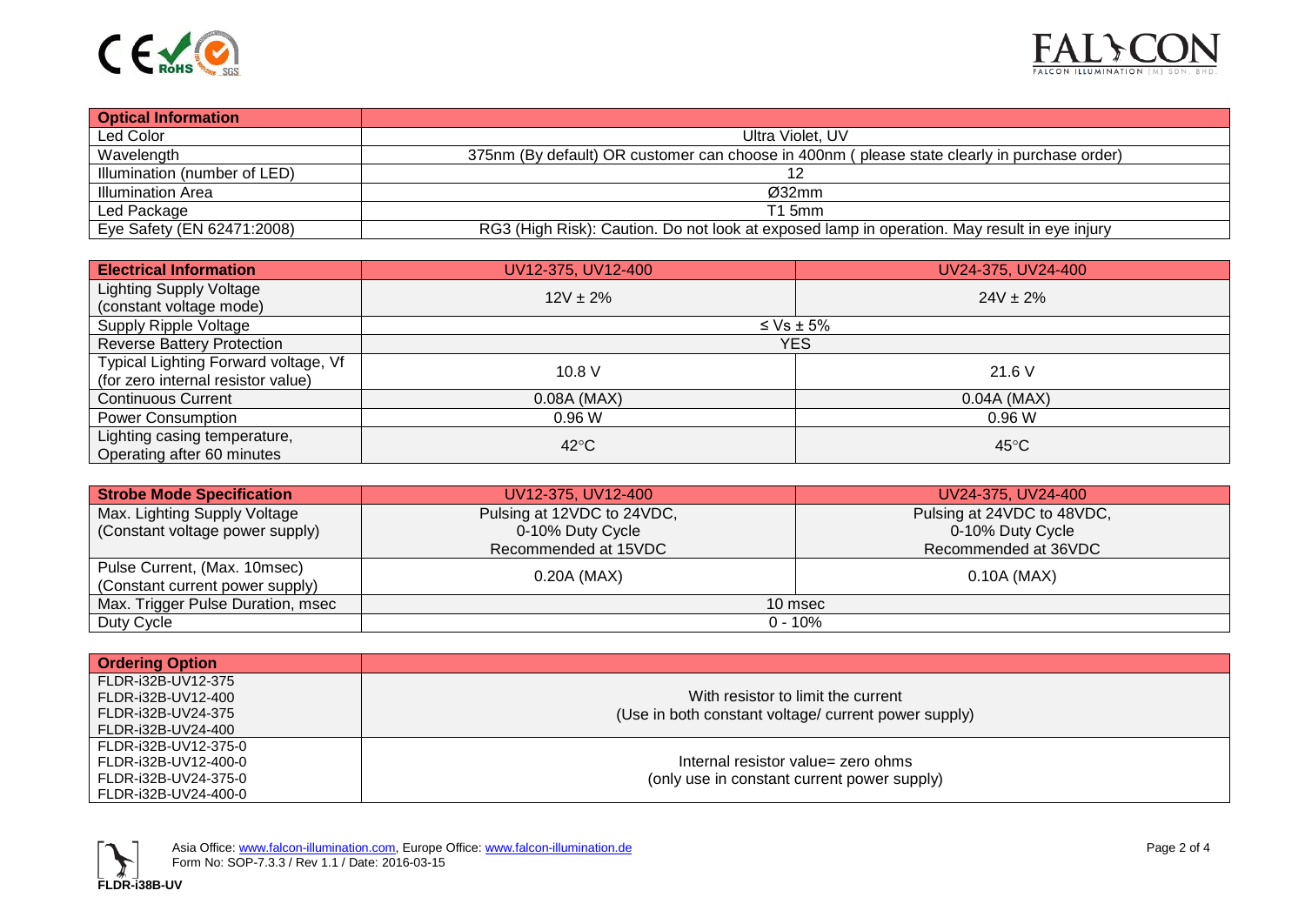| Optical Information | |
|---|---|
| Led Color | Ultra Violet, UV |
| Wavelength | 375nm (By default) OR customer can choose in 400nm ( please state clearly in purchase order) |
| Illumination (number of LED) | 12 |
| Illumination Area | Ø32mm |
| Led Package | T1 5mm |
| Eye Safety (EN 62471:2008) | RG3 (High Risk): Caution. Do not look at exposed lamp in operation. May result in eye injury |

| Electrical Information | UV12-375, UV12-400 | UV24-375, UV24-400 |
|---|---|---|
| Lighting Supply Voltage (constant voltage mode) | 12V ± 2% | 24V ± 2% |
| Supply Ripple Voltage | ≤ Vs ± 5% | |
| Reverse Battery Protection | YES | |
| Typical Lighting Forward voltage, Vf (for zero internal resistor value) | 10.8 V | 21.6 V |
| Continuous Current | 0.08A (MAX) | 0.04A (MAX) |
| Power Consumption | 0.96 W | 0.96 W |
| Lighting casing temperature, Operating after 60 minutes | 42°C | 45°C |

| Strobe Mode Specification | UV12-375, UV12-400 | UV24-375, UV24-400 |
|---|---|---|
| Max. Lighting Supply Voltage (Constant voltage power supply) | Pulsing at 12VDC to 24VDC, 0-10% Duty Cycle Recommended at 15VDC | Pulsing at 24VDC to 48VDC, 0-10% Duty Cycle Recommended at 36VDC |
| Pulse Current, (Max. 10msec) (Constant current power supply) | 0.20A (MAX) | 0.10A (MAX) |
| Max. Trigger Pulse Duration, msec | 10 msec | |
| Duty Cycle | 0 - 10% | |

| Ordering Option | |
|---|---|
| FLDR-i32B-UV12-375<br>FLDR-i32B-UV12-400<br>FLDR-i32B-UV24-375<br>FLDR-i32B-UV24-400 | With resistor to limit the current<br>(Use in both constant voltage/ current power supply) |
| FLDR-i32B-UV12-375-0<br>FLDR-i32B-UV12-400-0<br>FLDR-i32B-UV24-375-0<br>FLDR-i32B-UV24-400-0 | Internal resistor value= zero ohms<br>(only use in constant current power supply) |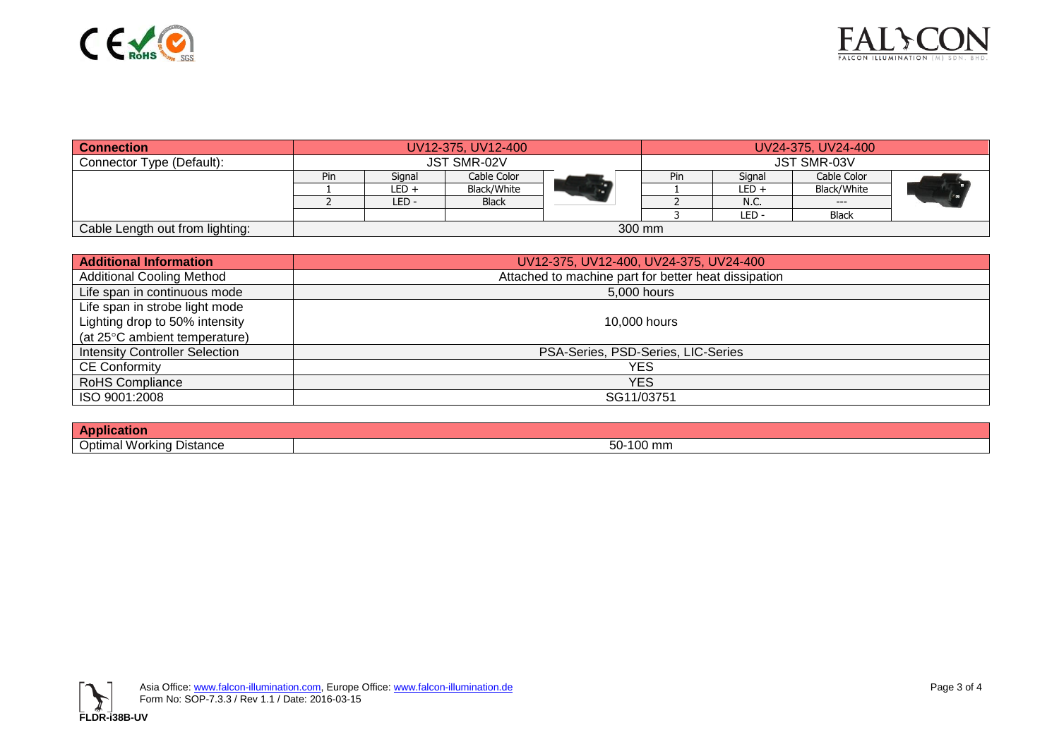| Connection | UV12-375, UV12-400 | | | UV24-375, UV24-400 | | |
|---|---|---|---|---|---|---|
| Connector Type (Default): | JST SMR-02V | | | JST SMR-03V | | |
| | Pin | Signal | Cable Color | Pin | Signal | Cable Color |
| | 1 | LED + | Black/White | 1 | LED + | Black/White |
| | 2 | LED - | Black | 2 | N.C. | --- |
| | | | | 3 | LED - | Black |
| Cable Length out from lighting: | 300 mm | | | | | |

| Additional Information | UV12-375, UV12-400, UV24-375, UV24-400 |
|---|---|
| Additional Cooling Method | Attached to machine part for better heat dissipation |
| Life span in continuous mode | 5,000 hours |
| Life span in strobe light mode<br>Lighting drop to 50% intensity<br>(at 25°C ambient temperature) | 10,000 hours |
| Intensity Controller Selection | PSA-Series, PSD-Series, LIC-Series |
| CE Conformity | YES |
| RoHS Compliance | YES |
| ISO 9001:2008 | SG11/03751 |

| Application | |
|---|---|
| Optimal Working Distance | 50-100 mm |

Asia Office: www.falcon-illumination.com, Europe Office: www.falcon-illumination.de
Form No: SOP-7.3.3 / Rev 1.1 / Date: 2016-03-15

FLDR-i38B-UV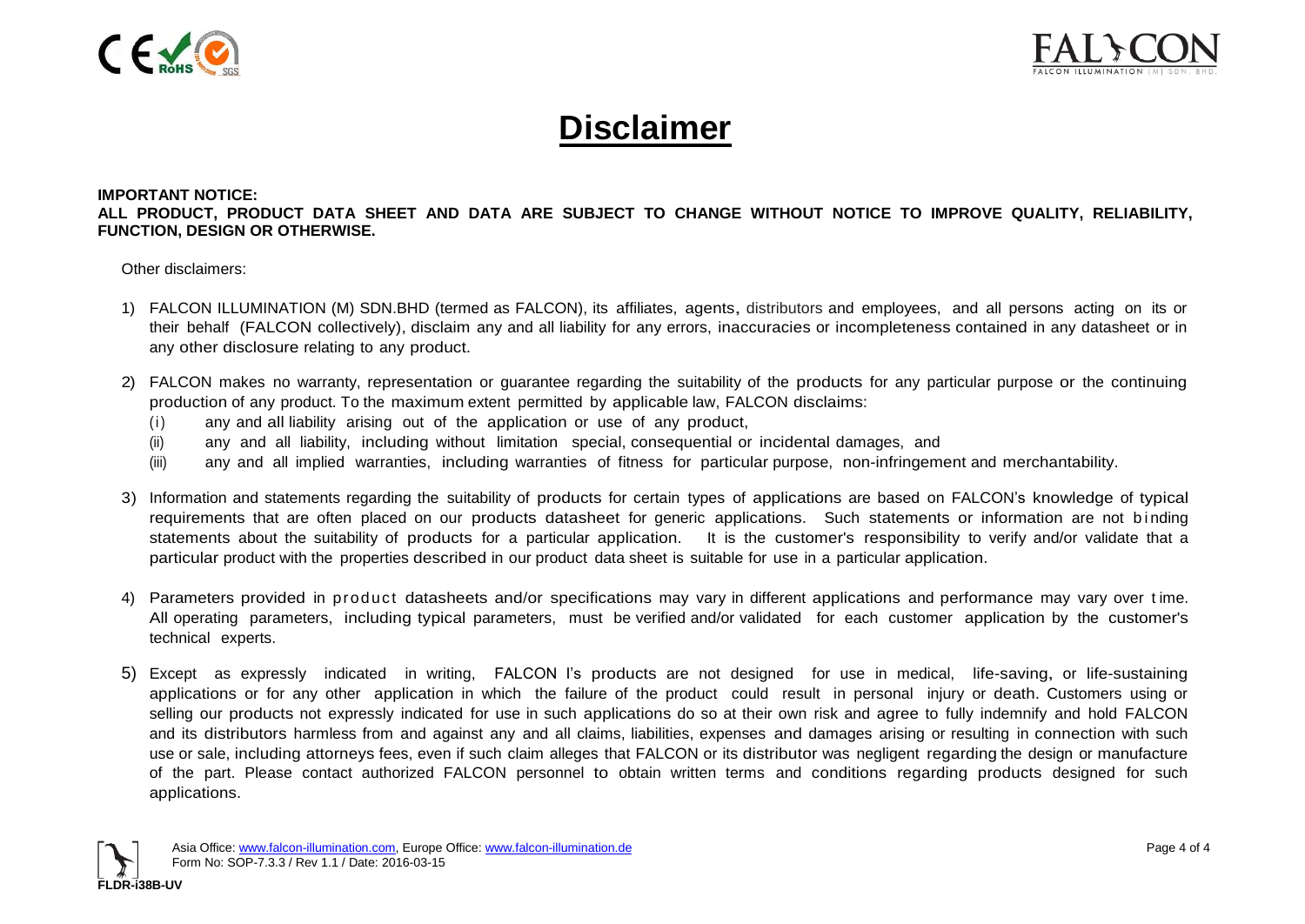# Disclaimer

**IMPORTANT NOTICE:**
**ALL PRODUCT, PRODUCT DATA SHEET AND DATA ARE SUBJECT TO CHANGE WITHOUT NOTICE TO IMPROVE QUALITY, RELIABILITY, FUNCTION, DESIGN OR OTHERWISE.**

Other disclaimers:

1) FALCON ILLUMINATION (M) SDN.BHD (termed as FALCON), its affiliates, agents, distributors and employees, and all persons acting on its or their behalf (FALCON collectively), disclaim any and all liability for any errors, inaccuracies or incompleteness contained in any datasheet or in any other disclosure relating to any product.

2) FALCON makes no warranty, representation or guarantee regarding the suitability of the products for any particular purpose or the continuing production of any product. To the maximum extent permitted by applicable law, FALCON disclaims:
   (i) any and all liability arising out of the application or use of any product,
   (ii) any and all liability, including without limitation special, consequential or incidental damages, and
   (iii) any and all implied warranties, including warranties of fitness for particular purpose, non-infringement and merchantability.

3) Information and statements regarding the suitability of products for certain types of applications are based on FALCON's knowledge of typical requirements that are often placed on our products datasheet for generic applications. Such statements or information are not binding statements about the suitability of products for a particular application. It is the customer's responsibility to verify and/or validate that a particular product with the properties described in our product data sheet is suitable for use in a particular application.

4) Parameters provided in product datasheets and/or specifications may vary in different applications and performance may vary over time. All operating parameters, including typical parameters, must be verified and/or validated for each customer application by the customer's technical experts.

5) Except as expressly indicated in writing, FALCON I's products are not designed for use in medical, life-saving, or life-sustaining applications or for any other application in which the failure of the product could result in personal injury or death. Customers using or selling our products not expressly indicated for use in such applications do so at their own risk and agree to fully indemnify and hold FALCON and its distributors harmless from and against any and all claims, liabilities, expenses and damages arising or resulting in connection with such use or sale, including attorneys fees, even if such claim alleges that FALCON or its distributor was negligent regarding the design or manufacture of the part. Please contact authorized FALCON personnel to obtain written terms and conditions regarding products designed for such applications.